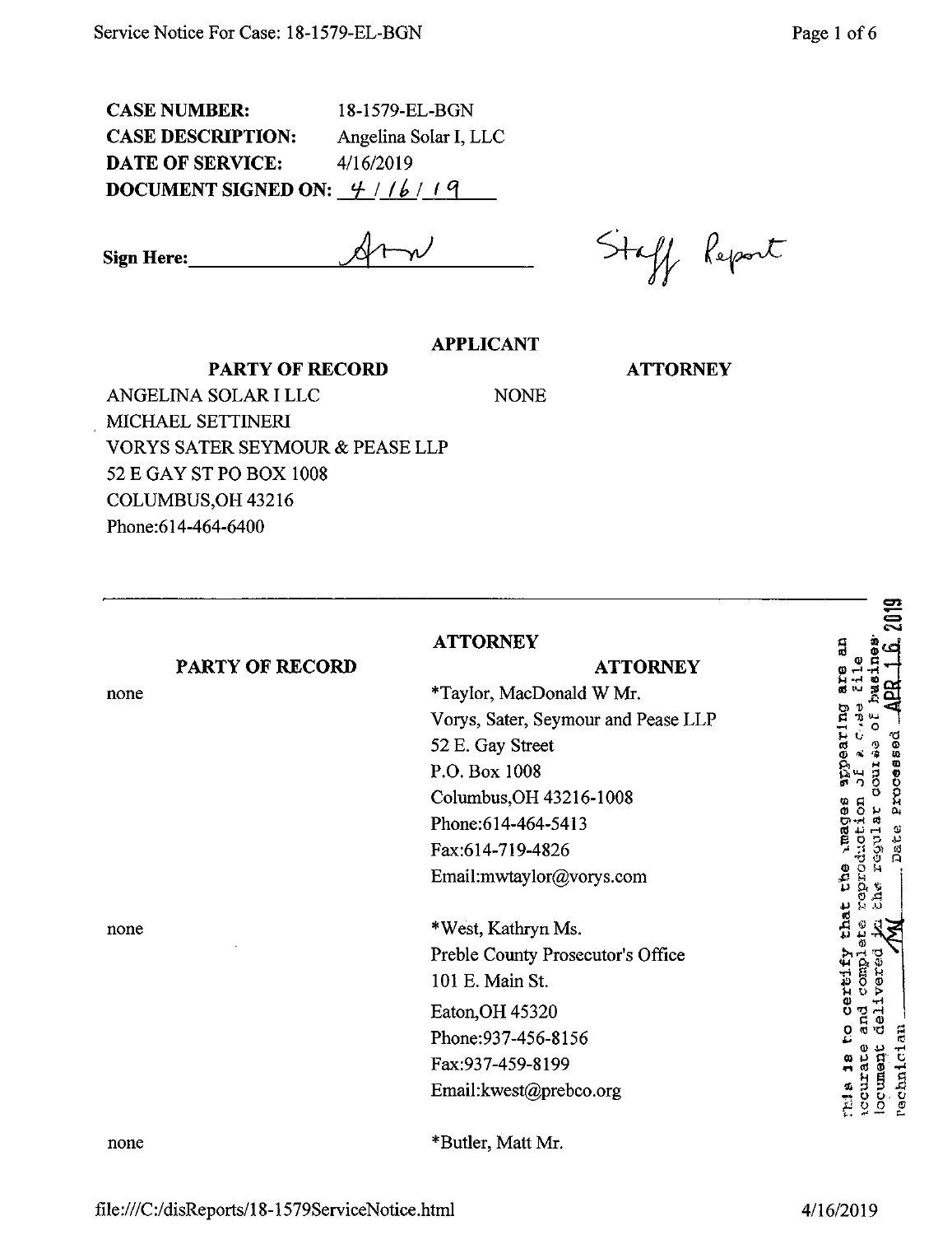**CASE NUMBER:** 18-1579-EL-BGN

**CASE DESCRIPTION:** Angelina Solar I, LLC

**DATE OF SERVICE:** 4/16/2019

**DOCUMENT SIGNED ON:** 4 / 16 / 19

**Sign Here:** Atw

Staff Report

**APPLICANT**

| PARTY OF RECORD | ATTORNEY |
| --- | --- |
| ANGELINA SOLAR I LLC<br>MICHAEL SETTINERI<br>VORYS SATER SEYMOUR & PEASE LLP<br>52 E GAY ST PO BOX 1008<br>COLUMBUS,OH 43216<br>Phone:614-464-6400 | NONE |

**ATTORNEY**

| PARTY OF RECORD | ATTORNEY |
| --- | --- |
| none | *Taylor, MacDonald W Mr.<br>Vorys, Sater, Seymour and Pease LLP<br>52 E. Gay Street<br>P.O. Box 1008<br>Columbus,OH 43216-1008<br>Phone:614-464-5413<br>Fax:614-719-4826<br>Email:mwtaylor@vorys.com |
| none | *West, Kathryn Ms.<br>Preble County Prosecutor's Office<br>101 E. Main St.<br>Eaton,OH 45320<br>Phone:937-456-8156<br>Fax:937-459-8199<br>Email:kwest@prebco.org |
| none | *Butler, Matt Mr. |

This is to certify that the images appearing are an accurate and complete reproduction of a case file document delivered in the regular course of business. Technician ___ Date Processed APR 16 2019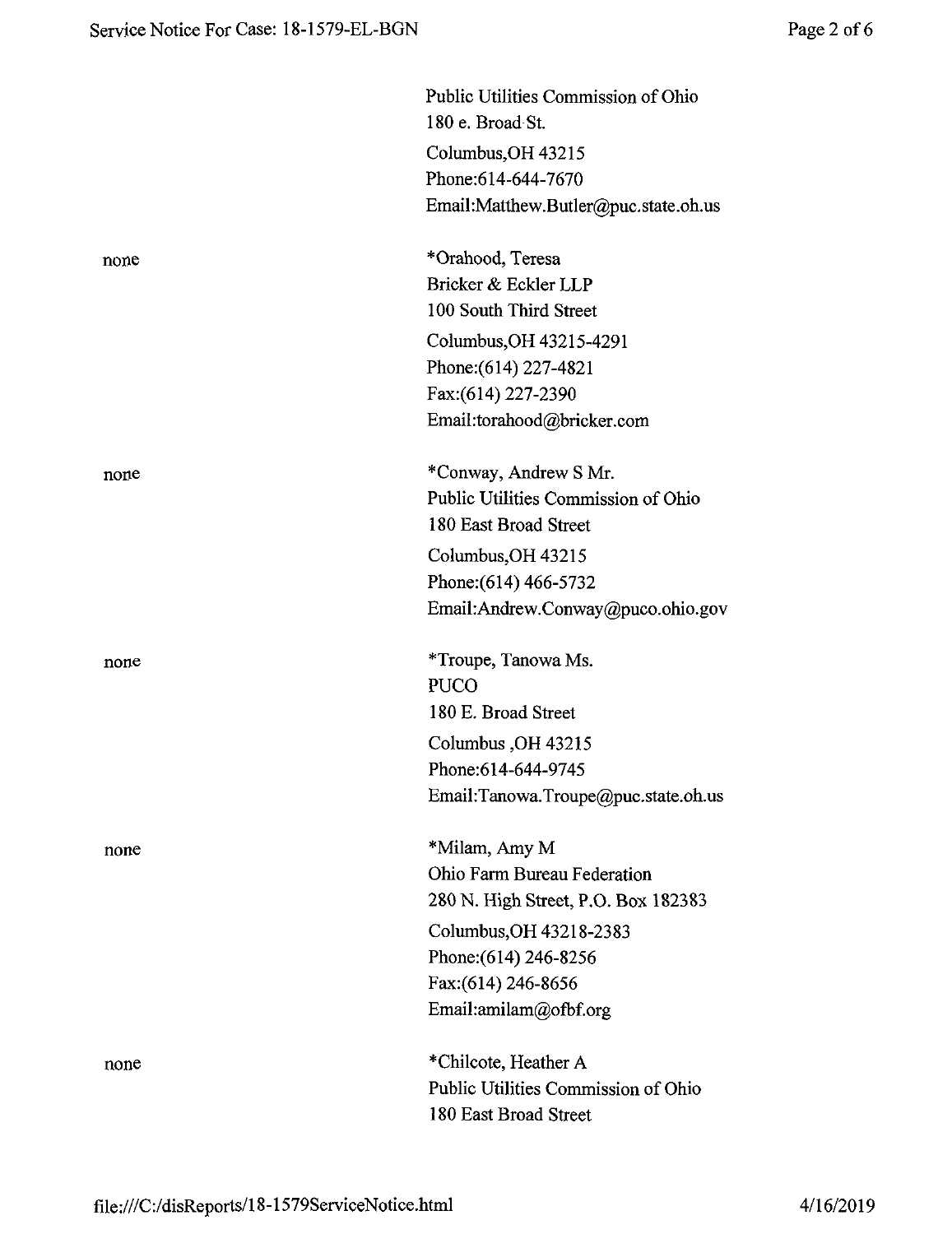| | |
|---|---|
| | Public Utilities Commission of Ohio<br>180 e. Broad St.<br>Columbus,OH 43215<br>Phone:614-644-7670<br>Email:Matthew.Butler@puc.state.oh.us |
| none | *Orahood, Teresa<br>Bricker & Eckler LLP<br>100 South Third Street<br>Columbus,OH 43215-4291<br>Phone:(614) 227-4821<br>Fax:(614) 227-2390<br>Email:torahood@bricker.com |
| none | *Conway, Andrew S Mr.<br>Public Utilities Commission of Ohio<br>180 East Broad Street<br>Columbus,OH 43215<br>Phone:(614) 466-5732<br>Email:Andrew.Conway@puco.ohio.gov |
| none | *Troupe, Tanowa Ms.<br>PUCO<br>180 E. Broad Street<br>Columbus ,OH 43215<br>Phone:614-644-9745<br>Email:Tanowa.Troupe@puc.state.oh.us |
| none | *Milam, Amy M<br>Ohio Farm Bureau Federation<br>280 N. High Street, P.O. Box 182383<br>Columbus,OH 43218-2383<br>Phone:(614) 246-8256<br>Fax:(614) 246-8656<br>Email:amilam@ofbf.org |
| none | *Chilcote, Heather A<br>Public Utilities Commission of Ohio<br>180 East Broad Street |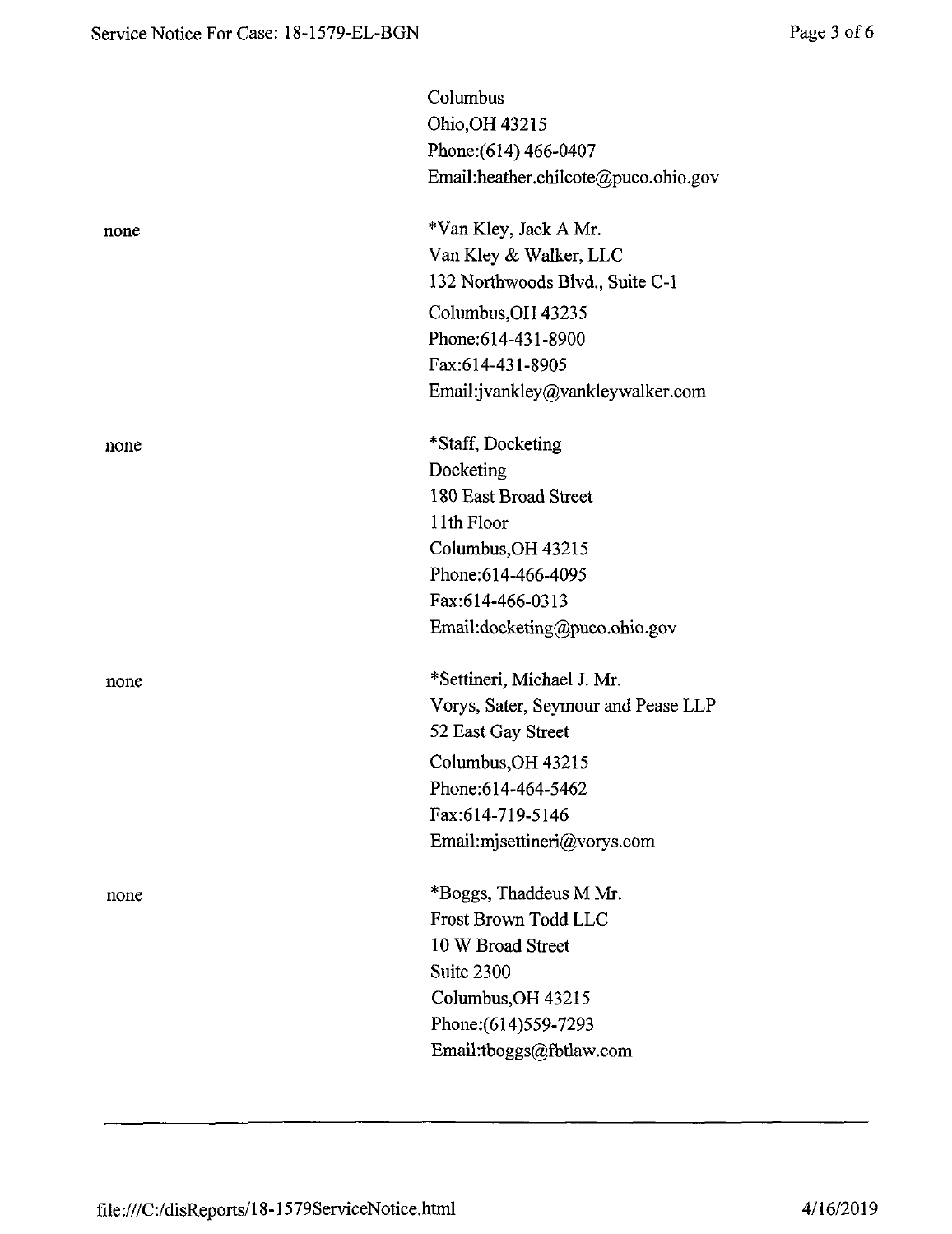| | |
|---|---|
| | Columbus<br>Ohio,OH 43215<br>Phone:(614) 466-0407<br>Email:heather.chilcote@puco.ohio.gov |
| none | *Van Kley, Jack A Mr.<br>Van Kley & Walker, LLC<br>132 Northwoods Blvd., Suite C-1<br>Columbus,OH 43235<br>Phone:614-431-8900<br>Fax:614-431-8905<br>Email:jvankley@vankleywalker.com |
| none | *Staff, Docketing<br>Docketing<br>180 East Broad Street<br>11th Floor<br>Columbus,OH 43215<br>Phone:614-466-4095<br>Fax:614-466-0313<br>Email:docketing@puco.ohio.gov |
| none | *Settineri, Michael J. Mr.<br>Vorys, Sater, Seymour and Pease LLP<br>52 East Gay Street<br>Columbus,OH 43215<br>Phone:614-464-5462<br>Fax:614-719-5146<br>Email:mjsettineri@vorys.com |
| none | *Boggs, Thaddeus M Mr.<br>Frost Brown Todd LLC<br>10 W Broad Street<br>Suite 2300<br>Columbus,OH 43215<br>Phone:(614)559-7293<br>Email:tboggs@fbtlaw.com |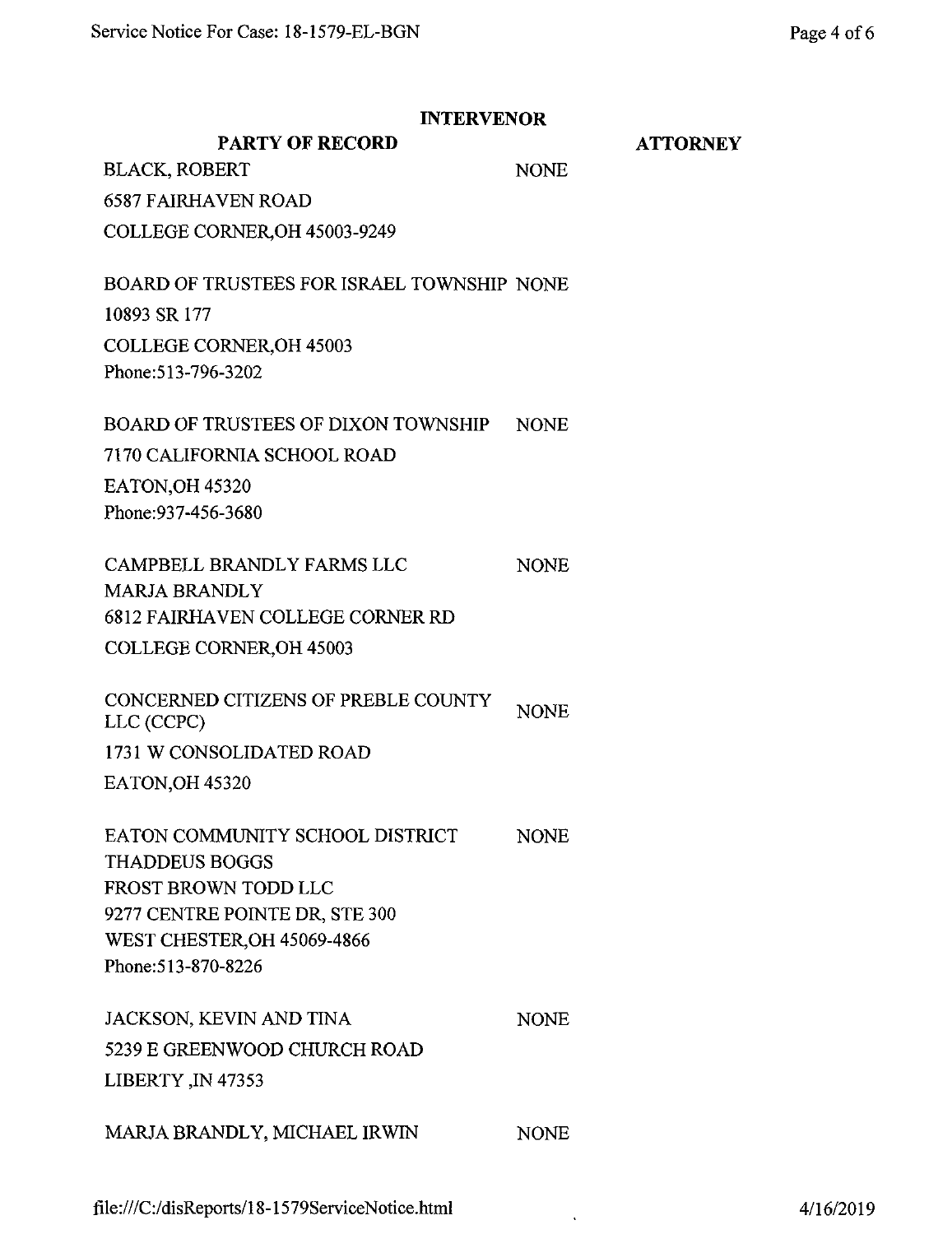## INTERVENOR

| PARTY OF RECORD | | ATTORNEY |
|---|---|---|
| BLACK, ROBERT<br>6587 FAIRHAVEN ROAD<br>COLLEGE CORNER,OH 45003-9249 | NONE | |
| BOARD OF TRUSTEES FOR ISRAEL TOWNSHIP<br>10893 SR 177<br>COLLEGE CORNER,OH 45003<br>Phone:513-796-3202 | NONE | |
| BOARD OF TRUSTEES OF DIXON TOWNSHIP<br>7170 CALIFORNIA SCHOOL ROAD<br>EATON,OH 45320<br>Phone:937-456-3680 | NONE | |
| CAMPBELL BRANDLY FARMS LLC<br>MARJA BRANDLY<br>6812 FAIRHAVEN COLLEGE CORNER RD<br>COLLEGE CORNER,OH 45003 | NONE | |
| CONCERNED CITIZENS OF PREBLE COUNTY LLC (CCPC)<br>1731 W CONSOLIDATED ROAD<br>EATON,OH 45320 | NONE | |
| EATON COMMUNITY SCHOOL DISTRICT<br>THADDEUS BOGGS<br>FROST BROWN TODD LLC<br>9277 CENTRE POINTE DR, STE 300<br>WEST CHESTER,OH 45069-4866<br>Phone:513-870-8226 | NONE | |
| JACKSON, KEVIN AND TINA<br>5239 E GREENWOOD CHURCH ROAD<br>LIBERTY ,IN 47353 | NONE | |
| MARJA BRANDLY, MICHAEL IRWIN | NONE | |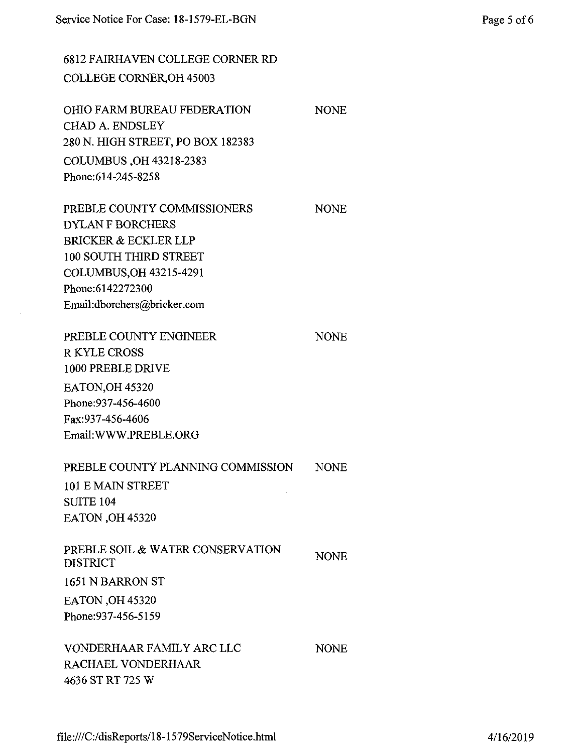6812 FAIRHAVEN COLLEGE CORNER RD
COLLEGE CORNER,OH 45003

OHIO FARM BUREAU FEDERATION — NONE
CHAD A. ENDSLEY
280 N. HIGH STREET, PO BOX 182383
COLUMBUS ,OH 43218-2383
Phone:614-245-8258

PREBLE COUNTY COMMISSIONERS — NONE
DYLAN F BORCHERS
BRICKER & ECKLER LLP
100 SOUTH THIRD STREET
COLUMBUS,OH 43215-4291
Phone:6142272300
Email:dborchers@bricker.com

PREBLE COUNTY ENGINEER — NONE
R KYLE CROSS
1000 PREBLE DRIVE
EATON,OH 45320
Phone:937-456-4600
Fax:937-456-4606
Email:WWW.PREBLE.ORG

PREBLE COUNTY PLANNING COMMISSION — NONE
101 E MAIN STREET
SUITE 104
EATON ,OH 45320

PREBLE SOIL & WATER CONSERVATION DISTRICT — NONE
1651 N BARRON ST
EATON ,OH 45320
Phone:937-456-5159

VONDERHAAR FAMILY ARC LLC — NONE
RACHAEL VONDERHAAR
4636 ST RT 725 W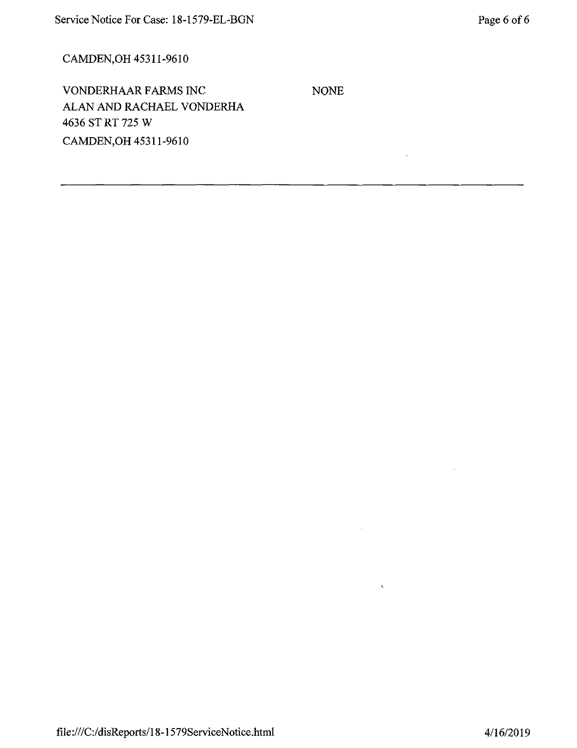CAMDEN,OH 45311-9610

VONDERHAAR FARMS INC | NONE
ALAN AND RACHAEL VONDERHA
4636 ST RT 725 W
CAMDEN,OH 45311-9610

---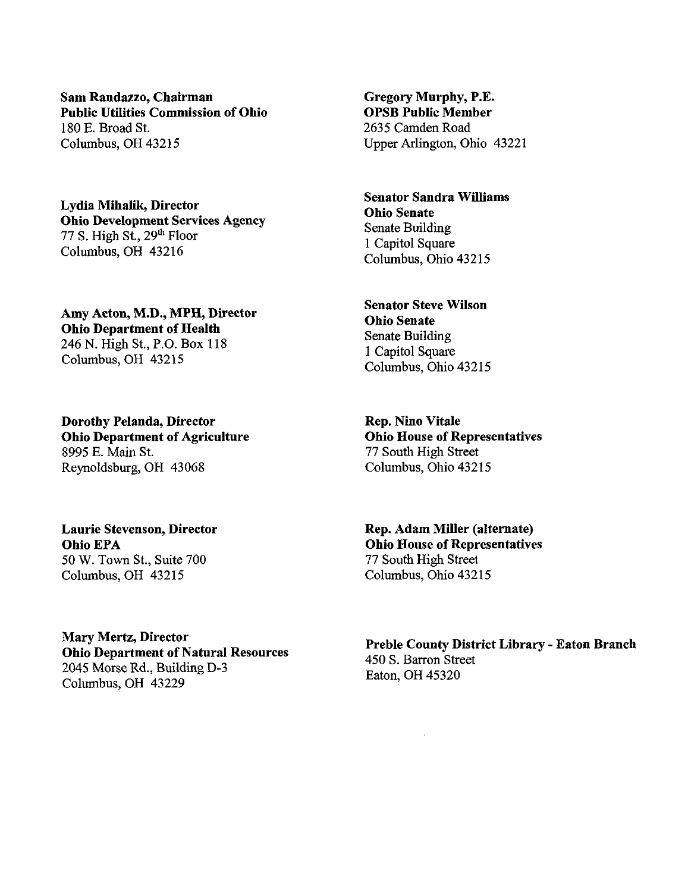**Sam Randazzo, Chairman**
**Public Utilities Commission of Ohio**
180 E. Broad St.
Columbus, OH 43215

**Lydia Mihalik, Director**
**Ohio Development Services Agency**
77 S. High St., 29th Floor
Columbus, OH 43216

**Amy Acton, M.D., MPH, Director**
**Ohio Department of Health**
246 N. High St., P.O. Box 118
Columbus, OH 43215

**Dorothy Pelanda, Director**
**Ohio Department of Agriculture**
8995 E. Main St.
Reynoldsburg, OH 43068

**Laurie Stevenson, Director**
**Ohio EPA**
50 W. Town St., Suite 700
Columbus, OH 43215

**Mary Mertz, Director**
**Ohio Department of Natural Resources**
2045 Morse Rd., Building D-3
Columbus, OH 43229

**Gregory Murphy, P.E.**
**OPSB Public Member**
2635 Camden Road
Upper Arlington, Ohio 43221

**Senator Sandra Williams**
**Ohio Senate**
Senate Building
1 Capitol Square
Columbus, Ohio 43215

**Senator Steve Wilson**
**Ohio Senate**
Senate Building
1 Capitol Square
Columbus, Ohio 43215

**Rep. Nino Vitale**
**Ohio House of Representatives**
77 South High Street
Columbus, Ohio 43215

**Rep. Adam Miller (alternate)**
**Ohio House of Representatives**
77 South High Street
Columbus, Ohio 43215

**Preble County District Library - Eaton Branch**
450 S. Barron Street
Eaton, OH 45320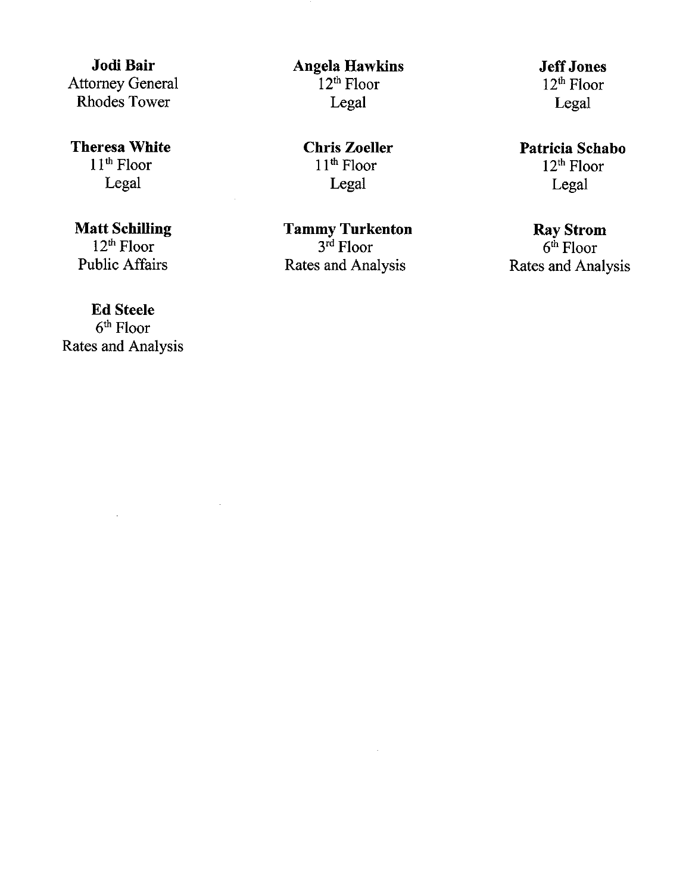**Jodi Bair**
Attorney General
Rhodes Tower

**Angela Hawkins**
12th Floor
Legal

**Jeff Jones**
12th Floor
Legal

**Theresa White**
11th Floor
Legal

**Chris Zoeller**
11th Floor
Legal

**Patricia Schabo**
12th Floor
Legal

**Matt Schilling**
12th Floor
Public Affairs

**Tammy Turkenton**
3rd Floor
Rates and Analysis

**Ray Strom**
6th Floor
Rates and Analysis

**Ed Steele**
6th Floor
Rates and Analysis